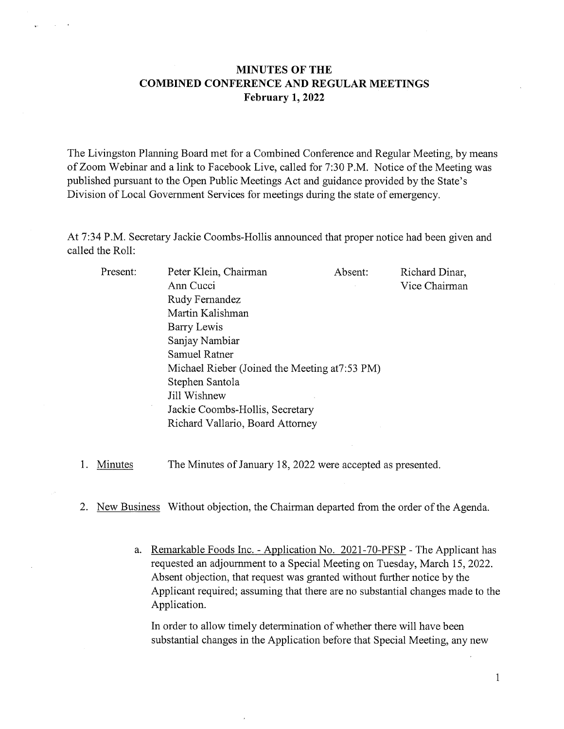# MINUTES OF THE COMBINED CONFERENCE AND REGULAR MEETINGS
## February 1, 2022

The Livingston Planning Board met for a Combined Conference and Regular Meeting, by means of Zoom Webinar and a link to Facebook Live, called for 7:30 P.M. Notice of the Meeting was published pursuant to the Open Public Meetings Act and guidance provided by the State's Division of Local Government Services for meetings during the state of emergency.

At 7:34 P.M. Secretary Jackie Coombs-Hollis announced that proper notice had been given and called the Roll:

| Present: | | Absent: | |
|---|---|---|---|
| | Peter Klein, Chairman | | Richard Dinar, Vice Chairman |
| | Ann Cucci | | |
| | Rudy Fernandez | | |
| | Martin Kalishman | | |
| | Barry Lewis | | |
| | Sanjay Nambiar | | |
| | Samuel Ratner | | |
| | Michael Rieber (Joined the Meeting at7:53 PM) | | |
| | Stephen Santola | | |
| | Jill Wishnew | | |
| | Jackie Coombs-Hollis, Secretary | | |
| | Richard Vallario, Board Attorney | | |

1. Minutes The Minutes of January 18, 2022 were accepted as presented.

2. New Business Without objection, the Chairman departed from the order of the Agenda.

   a. Remarkable Foods Inc. - Application No. 2021-70-PFSP - The Applicant has requested an adjournment to a Special Meeting on Tuesday, March 15, 2022. Absent objection, that request was granted without further notice by the Applicant required; assuming that there are no substantial changes made to the Application.

      In order to allow timely determination of whether there will have been substantial changes in the Application before that Special Meeting, any new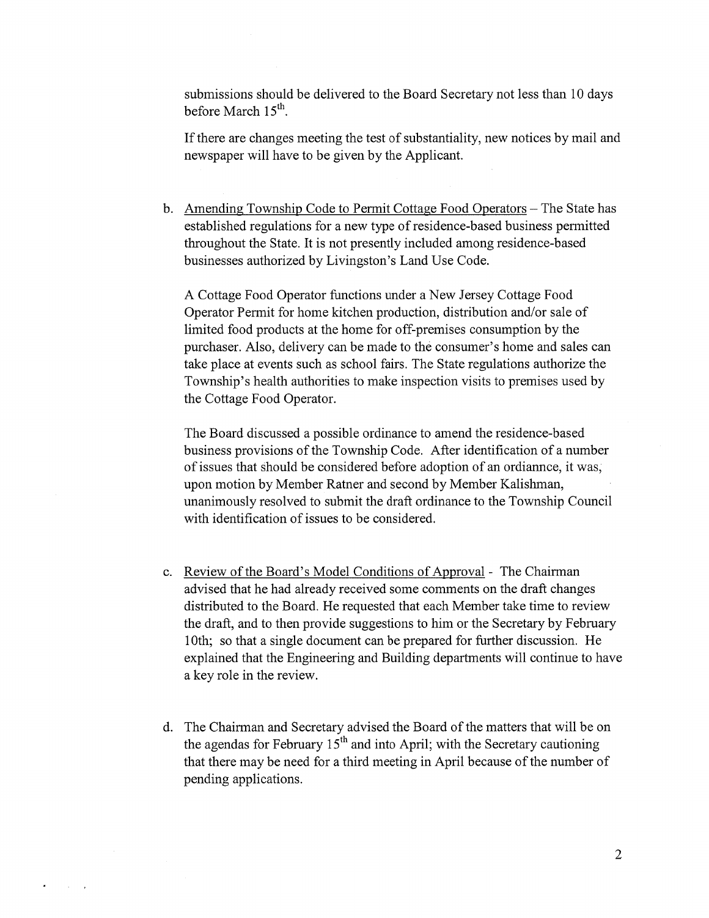submissions should be delivered to the Board Secretary not less than 10 days before March 15th.

If there are changes meeting the test of substantiality, new notices by mail and newspaper will have to be given by the Applicant.

b. Amending Township Code to Permit Cottage Food Operators – The State has established regulations for a new type of residence-based business permitted throughout the State. It is not presently included among residence-based businesses authorized by Livingston's Land Use Code.

   A Cottage Food Operator functions under a New Jersey Cottage Food Operator Permit for home kitchen production, distribution and/or sale of limited food products at the home for off-premises consumption by the purchaser. Also, delivery can be made to the consumer's home and sales can take place at events such as school fairs. The State regulations authorize the Township's health authorities to make inspection visits to premises used by the Cottage Food Operator.

   The Board discussed a possible ordinance to amend the residence-based business provisions of the Township Code. After identification of a number of issues that should be considered before adoption of an ordiannce, it was, upon motion by Member Ratner and second by Member Kalishman, unanimously resolved to submit the draft ordinance to the Township Council with identification of issues to be considered.

c. Review of the Board's Model Conditions of Approval - The Chairman advised that he had already received some comments on the draft changes distributed to the Board. He requested that each Member take time to review the draft, and to then provide suggestions to him or the Secretary by February 10th; so that a single document can be prepared for further discussion. He explained that the Engineering and Building departments will continue to have a key role in the review.

d. The Chairman and Secretary advised the Board of the matters that will be on the agendas for February 15th and into April; with the Secretary cautioning that there may be need for a third meeting in April because of the number of pending applications.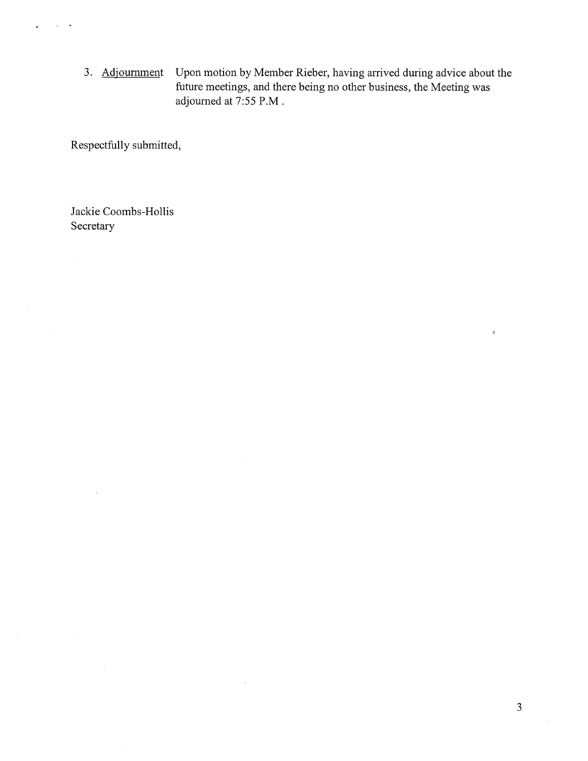3. <u>Adjournment</u> Upon motion by Member Rieber, having arrived during advice about the future meetings, and there being no other business, the Meeting was adjourned at 7:55 P.M .

Respectfully submitted,

Jackie Coombs-Hollis
Secretary